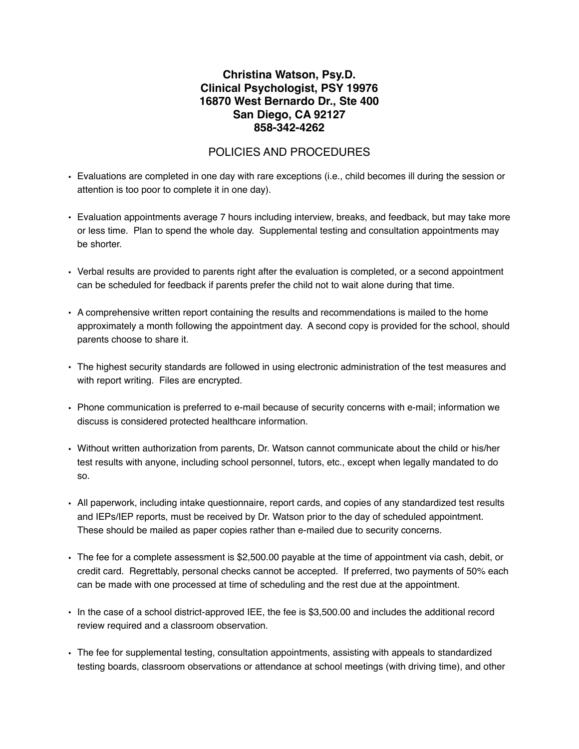**Christina Watson, Psy.D.**
**Clinical Psychologist, PSY 19976**
**16870 West Bernardo Dr., Ste 400**
**San Diego, CA 92127**
**858-342-4262**

## POLICIES AND PROCEDURES

- Evaluations are completed in one day with rare exceptions (i.e., child becomes ill during the session or attention is too poor to complete it in one day).
- Evaluation appointments average 7 hours including interview, breaks, and feedback, but may take more or less time. Plan to spend the whole day. Supplemental testing and consultation appointments may be shorter.
- Verbal results are provided to parents right after the evaluation is completed, or a second appointment can be scheduled for feedback if parents prefer the child not to wait alone during that time.
- A comprehensive written report containing the results and recommendations is mailed to the home approximately a month following the appointment day. A second copy is provided for the school, should parents choose to share it.
- The highest security standards are followed in using electronic administration of the test measures and with report writing. Files are encrypted.
- Phone communication is preferred to e-mail because of security concerns with e-mail; information we discuss is considered protected healthcare information.
- Without written authorization from parents, Dr. Watson cannot communicate about the child or his/her test results with anyone, including school personnel, tutors, etc., except when legally mandated to do so.
- All paperwork, including intake questionnaire, report cards, and copies of any standardized test results and IEPs/IEP reports, must be received by Dr. Watson prior to the day of scheduled appointment. These should be mailed as paper copies rather than e-mailed due to security concerns.
- The fee for a complete assessment is $2,500.00 payable at the time of appointment via cash, debit, or credit card. Regrettably, personal checks cannot be accepted. If preferred, two payments of 50% each can be made with one processed at time of scheduling and the rest due at the appointment.
- In the case of a school district-approved IEE, the fee is $3,500.00 and includes the additional record review required and a classroom observation.
- The fee for supplemental testing, consultation appointments, assisting with appeals to standardized testing boards, classroom observations or attendance at school meetings (with driving time), and other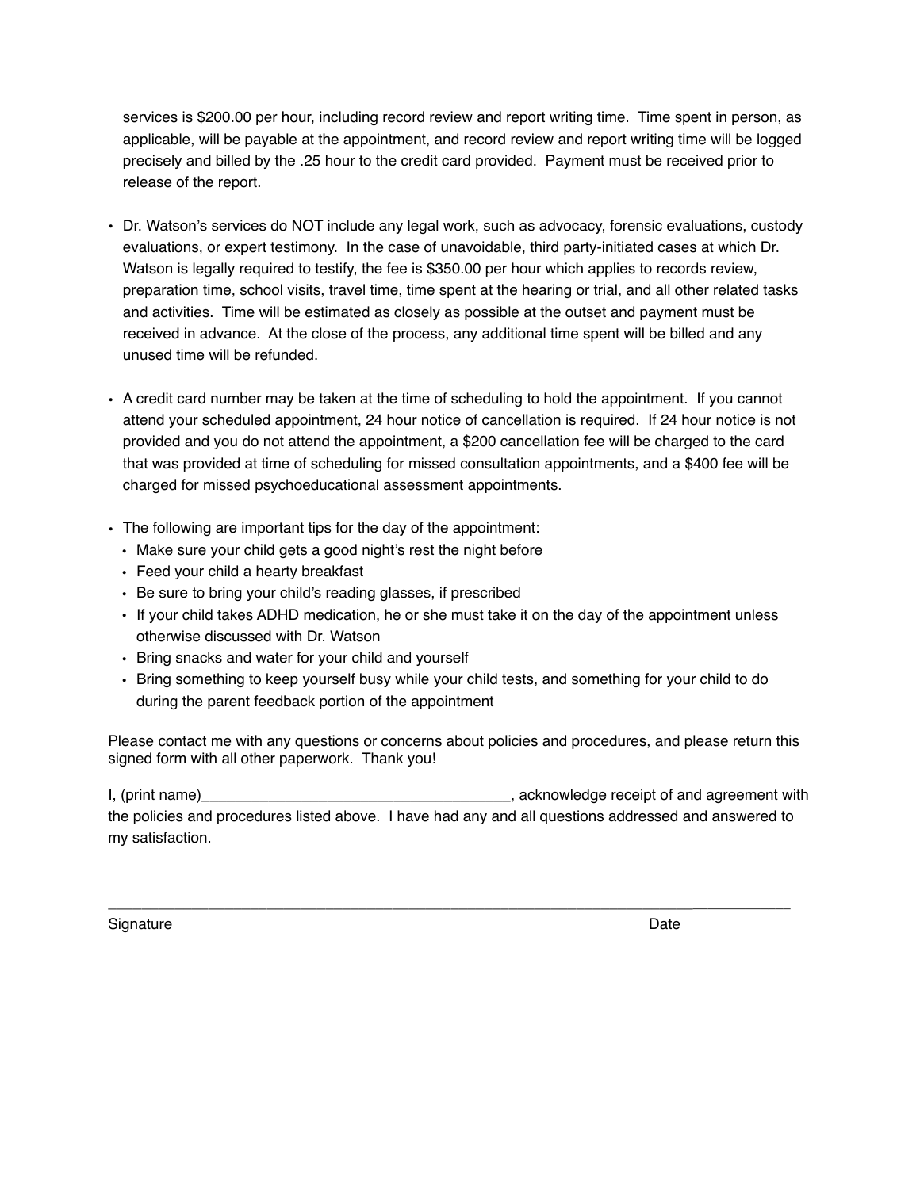services is $200.00 per hour, including record review and report writing time. Time spent in person, as applicable, will be payable at the appointment, and record review and report writing time will be logged precisely and billed by the .25 hour to the credit card provided. Payment must be received prior to release of the report.

- Dr. Watson's services do NOT include any legal work, such as advocacy, forensic evaluations, custody evaluations, or expert testimony. In the case of unavoidable, third party-initiated cases at which Dr. Watson is legally required to testify, the fee is $350.00 per hour which applies to records review, preparation time, school visits, travel time, time spent at the hearing or trial, and all other related tasks and activities. Time will be estimated as closely as possible at the outset and payment must be received in advance. At the close of the process, any additional time spent will be billed and any unused time will be refunded.

- A credit card number may be taken at the time of scheduling to hold the appointment. If you cannot attend your scheduled appointment, 24 hour notice of cancellation is required. If 24 hour notice is not provided and you do not attend the appointment, a $200 cancellation fee will be charged to the card that was provided at time of scheduling for missed consultation appointments, and a $400 fee will be charged for missed psychoeducational assessment appointments.

- The following are important tips for the day of the appointment:
  - Make sure your child gets a good night's rest the night before
  - Feed your child a hearty breakfast
  - Be sure to bring your child's reading glasses, if prescribed
  - If your child takes ADHD medication, he or she must take it on the day of the appointment unless otherwise discussed with Dr. Watson
  - Bring snacks and water for your child and yourself
  - Bring something to keep yourself busy while your child tests, and something for your child to do during the parent feedback portion of the appointment

Please contact me with any questions or concerns about policies and procedures, and please return this signed form with all other paperwork. Thank you!

I, (print name)_____________________________________, acknowledge receipt of and agreement with the policies and procedures listed above. I have had any and all questions addressed and answered to my satisfaction.

_____________________________________________________________________________

Signature Date